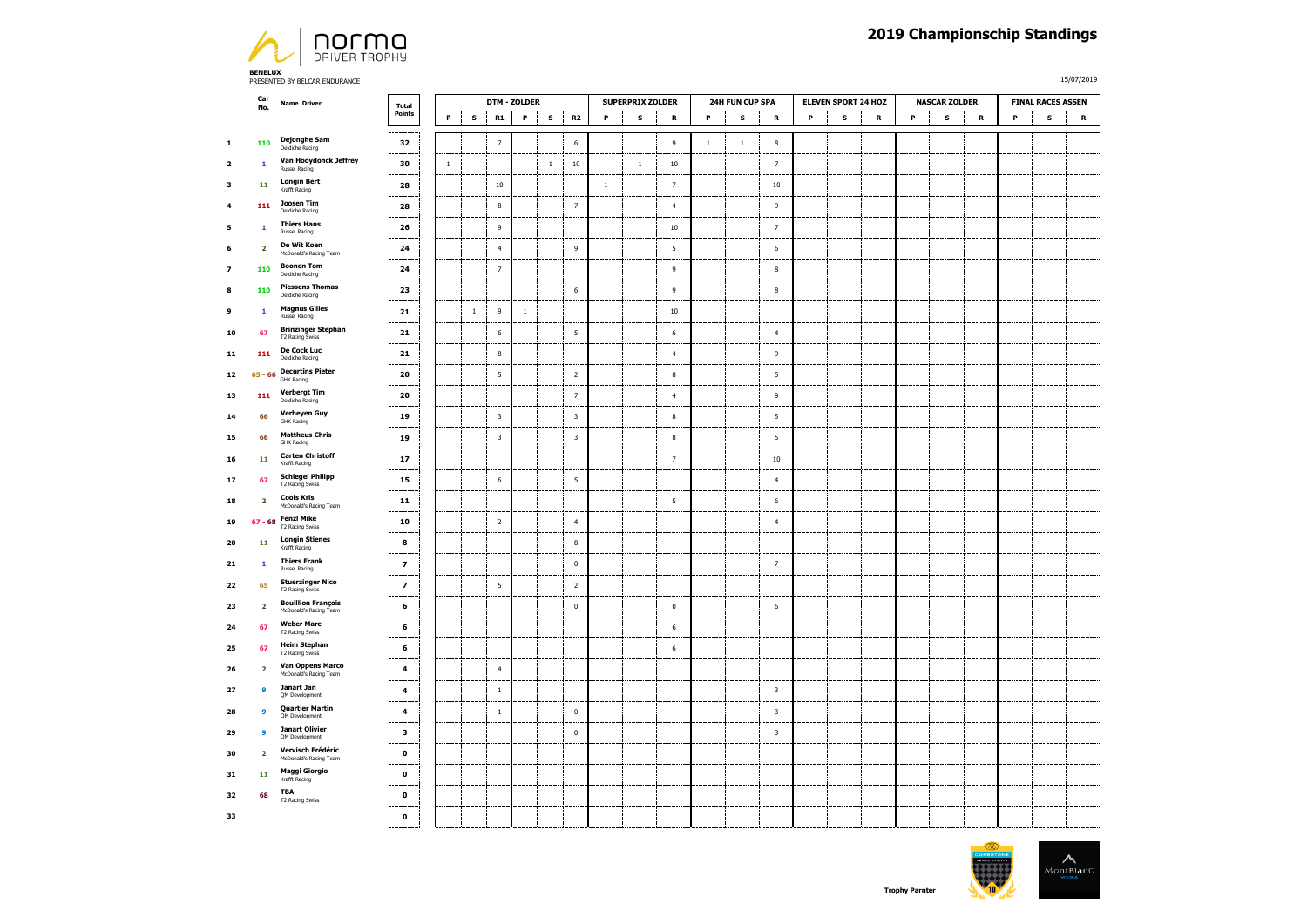norma DRIVER TROPHY

**BENELUX**
PRESENTED BY BELCAR ENDURANCE

# 2019 Championscip Standings

15/07/2019

| | Car No. | Name Driver | Total Points | DTM - ZOLDER | | | | | | SUPERPRIX ZOLDER | | | 24H FUN CUP SPA | | | ELEVEN SPORT 24 HOZ | | | NASCAR ZOLDER | | | FINAL RACES ASSEN | | |
|---|---|---|---|---|---|---|---|---|---|---|---|---|---|---|---|---|---|---|---|---|---|---|---|---|
| | | | | P | S | R1 | P | S | R2 | P | S | R | P | S | R | P | S | R | P | S | R | P | S | R |
| 1 | 110 | Dejonghe Sam (Deldiche Racing) | 32 | | | 7 | | | 6 | | | 9 | 1 | 1 | 8 | | | | | | | | | |
| 2 | 1 | Van Hooydonck Jeffrey (Russel Racing) | 30 | 1 | | | | 1 | 10 | | 1 | 10 | | | 7 | | | | | | | | | |
| 3 | 11 | Longin Bert (Krafft Racing) | 28 | | | 10 | | | | 1 | | 7 | | | 10 | | | | | | | | | |
| 4 | 111 | Joosen Tim (Deldiche Racing) | 28 | | | 8 | | | 7 | | | 4 | | | 9 | | | | | | | | | |
| 5 | 1 | Thiers Hans (Russel Racing) | 26 | | | 9 | | | | | | 10 | | | 7 | | | | | | | | | |
| 6 | 2 | De Wit Koen (McDonald's Racing Team) | 24 | | | 4 | | | 9 | | | 5 | | | 6 | | | | | | | | | |
| 7 | 110 | Boonen Tom (Deldiche Racing) | 24 | | | 7 | | | | | | 9 | | | 8 | | | | | | | | | |
| 8 | 110 | Piessens Thomas (Deldiche Racing) | 23 | | | | | | 6 | | | 9 | | | 8 | | | | | | | | | |
| 9 | 1 | Magnus Gilles (Russel Racing) | 21 | | 1 | 9 | 1 | | | | | 10 | | | | | | | | | | | | |
| 10 | 67 | Brinzinger Stephan (T2 Racing Swiss) | 21 | | | 6 | | | 5 | | | 6 | | | 4 | | | | | | | | | |
| 11 | 111 | De Cock Luc (Deldiche Racing) | 21 | | | 8 | | | | | | 4 | | | 9 | | | | | | | | | |
| 12 | 65 - 66 | Decurtins Pieter (GHK Racing) | 20 | | | 5 | | | 2 | | | 8 | | | 5 | | | | | | | | | |
| 13 | 111 | Verbergt Tim (Deldiche Racing) | 20 | | | | | | 7 | | | 4 | | | 9 | | | | | | | | | |
| 14 | 66 | Verheyen Guy (GHK Racing) | 19 | | | 3 | | | 3 | | | 8 | | | 5 | | | | | | | | | |
| 15 | 66 | Mattheus Chris (GHK Racing) | 19 | | | 3 | | | 3 | | | 8 | | | 5 | | | | | | | | | |
| 16 | 11 | Carten Christoff (Krafft Racing) | 17 | | | | | | | | | 7 | | | 10 | | | | | | | | | |
| 17 | 67 | Schlegel Philipp (T2 Racing Swiss) | 15 | | | 6 | | | 5 | | | | | | 4 | | | | | | | | | |
| 18 | 2 | Cools Kris (McDonald's Racing Team) | 11 | | | | | | | | | 5 | | | 6 | | | | | | | | | |
| 19 | 67 - 68 | Fenzl Mike (T2 Racing Swiss) | 10 | | | 2 | | | 4 | | | | | | 4 | | | | | | | | | |
| 20 | 11 | Longin Stienes (Krafft Racing) | 8 | | | | | | 8 | | | | | | | | | | | | | | | |
| 21 | 1 | Thiers Frank (Russel Racing) | 7 | | | | | | 0 | | | | | | 7 | | | | | | | | | |
| 22 | 65 | Stuerzinger Nico (T2 Racing Swiss) | 7 | | | 5 | | | 2 | | | | | | | | | | | | | | | |
| 23 | 2 | Bouillion François (McDonald's Racing Team) | 6 | | | | | | 0 | | | 0 | | | 6 | | | | | | | | | |
| 24 | 67 | Weber Marc (T2 Racing Swiss) | 6 | | | | | | | | | 6 | | | | | | | | | | | | |
| 25 | 67 | Heim Stephan (T2 Racing Swiss) | 6 | | | | | | | | | 6 | | | | | | | | | | | | |
| 26 | 2 | Van Oppens Marco (McDonald's Racing Team) | 4 | | | 4 | | | | | | | | | | | | | | | | | | |
| 27 | 9 | Janart Jan (QM Development) | 4 | | | 1 | | | | | | | | | 3 | | | | | | | | | |
| 28 | 9 | Quartier Martin (QM Development) | 4 | | | 1 | | | 0 | | | | | | 3 | | | | | | | | | |
| 29 | 9 | Janart Olivier (QM Development) | 3 | | | | | | 0 | | | | | | 3 | | | | | | | | | |
| 30 | 2 | Vervisch Frédéric (McDonald's Racing Team) | 0 | | | | | | | | | | | | | | | | | | | | | |
| 31 | 11 | Maggi Giorgio (Krafft Racing) | 0 | | | | | | | | | | | | | | | | | | | | | |
| 32 | 68 | TBA (T2 Racing Swiss) | 0 | | | | | | | | | | | | | | | | | | | | | |
| 33 | | | 0 | | | | | | | | | | | | | | | | | | | | | |

Trophy Parnter